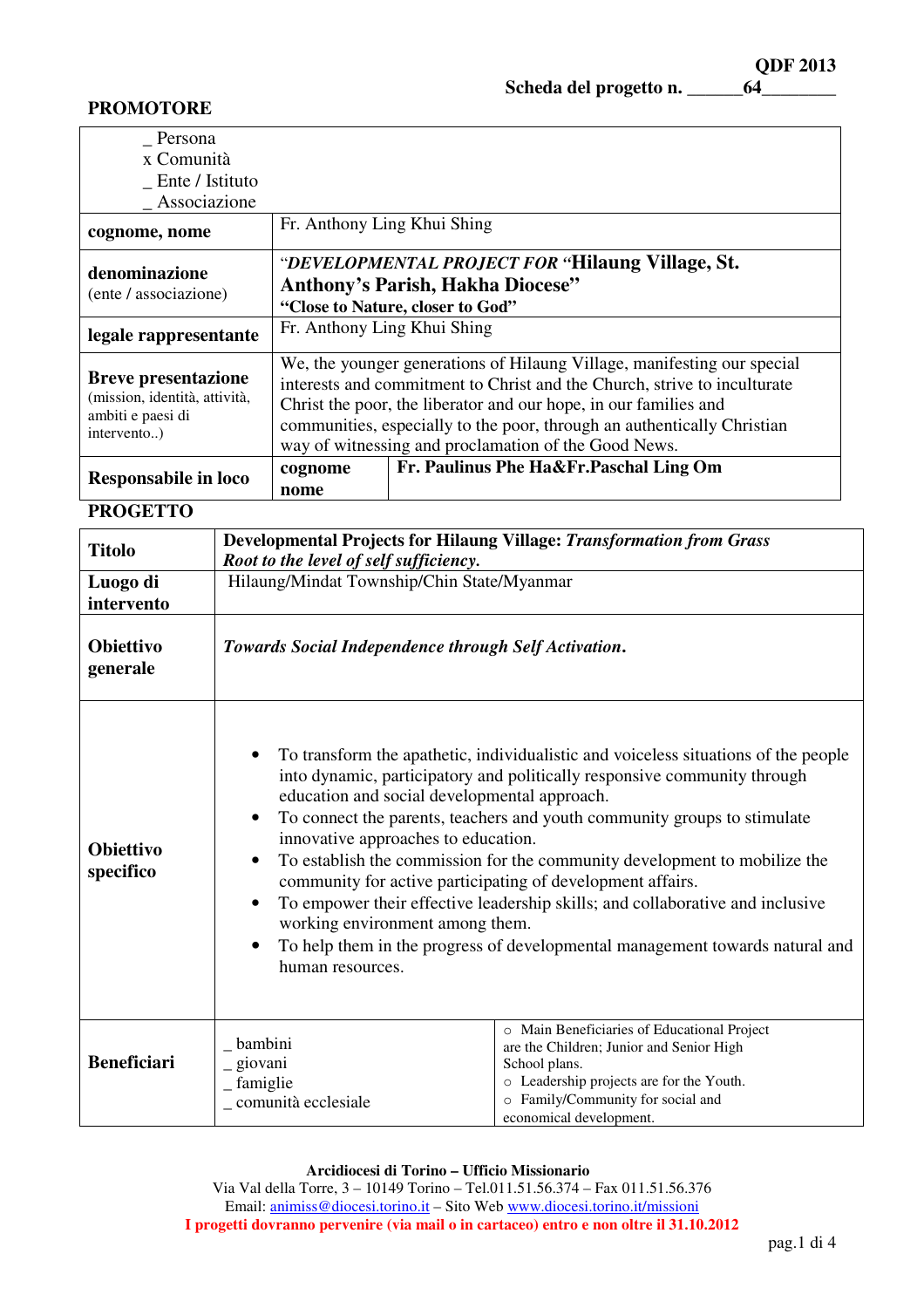QDF 2013

Scheda del progetto n. ______64________

## PROMOTORE

| _ Persona<br>x Comunità<br>_ Ente / Istituto<br>_ Associazione | | |
|---|---|---|
| **cognome, nome** | Fr. Anthony Ling Khui Shing | |
| **denominazione** (ente / associazione) | *"DEVELOPMENTAL PROJECT FOR "***Hilaung Village, St. Anthony's Parish, Hakha Diocese"**<br>**"Close to Nature, closer to God"** | |
| **legale rappresentante** | Fr. Anthony Ling Khui Shing | |
| **Breve presentazione** (mission, identità, attività, ambiti e paesi di intervento..) | We, the younger generations of Hilaung Village, manifesting our special interests and commitment to Christ and the Church, strive to inculturate Christ the poor, the liberator and our hope, in our families and communities, especially to the poor, through an authentically Christian way of witnessing and proclamation of the Good News. | |
| **Responsabile in loco** | **cognome nome** | **Fr. Paulinus Phe Ha&Fr.Paschal Ling Om** |

## PROGETTO

| | | |
|---|---|---|
| **Titolo** | **Developmental Projects for Hilaung Village:** ***Transformation from Grass Root to the level of self sufficiency.*** | |
| **Luogo di intervento** | Hilaung/Mindat Township/Chin State/Myanmar | |
| **Obiettivo generale** | ***Towards Social Independence through Self Activation.*** | |
| **Obiettivo specifico** | • To transform the apathetic, individualistic and voiceless situations of the people into dynamic, participatory and politically responsive community through education and social developmental approach.<br>• To connect the parents, teachers and youth community groups to stimulate innovative approaches to education.<br>• To establish the commission for the community development to mobilize the community for active participating of development affairs.<br>• To empower their effective leadership skills; and collaborative and inclusive working environment among them.<br>• To help them in the progress of developmental management towards natural and human resources. | |
| **Beneficiari** | _ bambini<br>_ giovani<br>_ famiglie<br>_ comunità ecclesiale | ○ Main Beneficiaries of Educational Project are the Children; Junior and Senior High School plans.<br>○ Leadership projects are for the Youth.<br>○ Family/Community for social and economical development. |

**Arcidiocesi di Torino – Ufficio Missionario**
Via Val della Torre, 3 – 10149 Torino – Tel.011.51.56.374 – Fax 011.51.56.376
Email: animiss@diocesi.torino.it – Sito Web www.diocesi.torino.it/missioni
**I progetti dovranno pervenire (via mail o in cartaceo) entro e non oltre il 31.10.2012**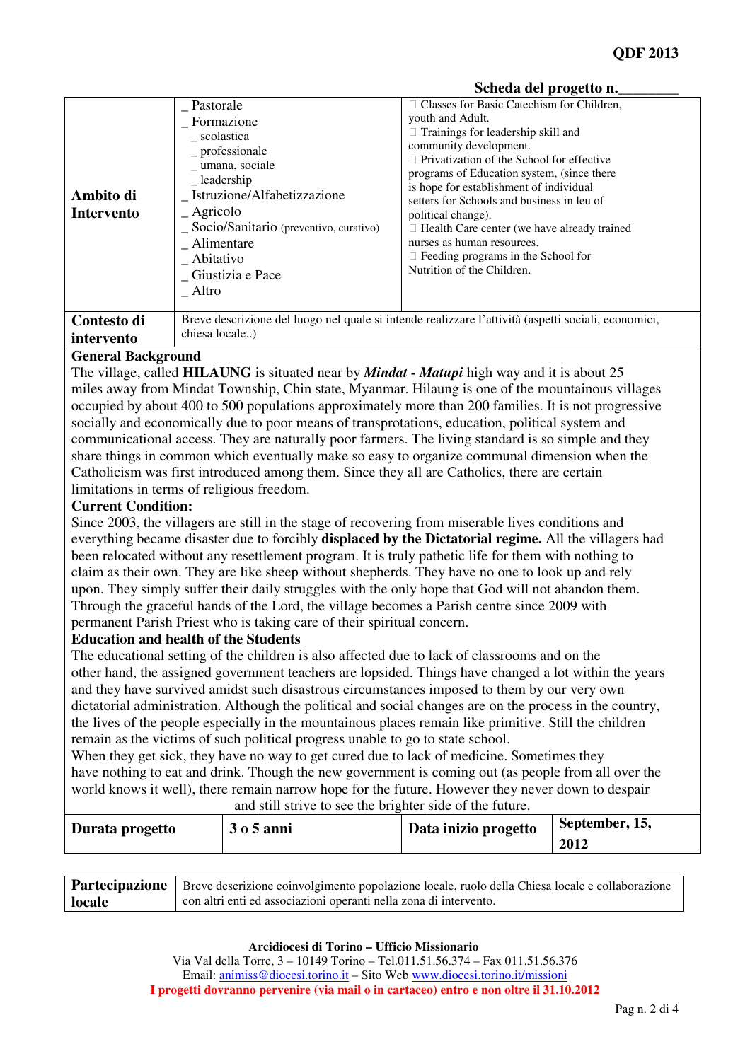**Scheda del progetto n.________**

| **Ambito di Intervento** | _ Pastorale<br>_ Formazione<br>_ scolastica<br>_ professionale<br>_ umana, sociale<br>_ leadership<br>_ Istruzione/Alfabetizzazione<br>_ Agricolo<br>_ Socio/Sanitario (preventivo, curativo)<br>_ Alimentare<br>_ Abitativo<br>_ Giustizia e Pace<br>_ Altro | □ Classes for Basic Catechism for Children, youth and Adult.<br>□ Trainings for leadership skill and community development.<br>□ Privatization of the School for effective programs of Education system, (since there is hope for establishment of individual setters for Schools and business in leu of political change).<br>□ Health Care center (we have already trained nurses as human resources.<br>□ Feeding programs in the School for Nutrition of the Children. |
|---|---|---|
| **Contesto di intervento** | Breve descrizione del luogo nel quale si intende realizzare l'attività (aspetti sociali, economici, chiesa locale..) | |

**General Background**

The village, called **HILAUNG** is situated near by ***Mindat - Matupi*** high way and it is about 25 miles away from Mindat Township, Chin state, Myanmar. Hilaung is one of the mountainous villages occupied by about 400 to 500 populations approximately more than 200 families. It is not progressive socially and economically due to poor means of transprotations, education, political system and communicational access. They are naturally poor farmers. The living standard is so simple and they share things in common which eventually make so easy to organize communal dimension when the Catholicism was first introduced among them. Since they all are Catholics, there are certain limitations in terms of religious freedom.

**Current Condition:**

Since 2003, the villagers are still in the stage of recovering from miserable lives conditions and everything became disaster due to forcibly **displaced by the Dictatorial regime.** All the villagers had been relocated without any resettlement program. It is truly pathetic life for them with nothing to claim as their own. They are like sheep without shepherds. They have no one to look up and rely upon. They simply suffer their daily struggles with the only hope that God will not abandon them. Through the graceful hands of the Lord, the village becomes a Parish centre since 2009 with permanent Parish Priest who is taking care of their spiritual concern.

**Education and health of the Students**

The educational setting of the children is also affected due to lack of classrooms and on the other hand, the assigned government teachers are lopsided. Things have changed a lot within the years and they have survived amidst such disastrous circumstances imposed to them by our very own dictatorial administration. Although the political and social changes are on the process in the country, the lives of the people especially in the mountainous places remain like primitive. Still the children remain as the victims of such political progress unable to go to state school.

When they get sick, they have no way to get cured due to lack of medicine. Sometimes they have nothing to eat and drink. Though the new government is coming out (as people from all over the world knows it well), there remain narrow hope for the future. However they never down to despair and still strive to see the brighter side of the future.

| **Durata progetto** | **3 o 5 anni** | **Data inizio progetto** | **September, 15, 2012** |
|---|---|---|---|

| **Partecipazione locale** | Breve descrizione coinvolgimento popolazione locale, ruolo della Chiesa locale e collaborazione con altri enti ed associazioni operanti nella zona di intervento. |
|---|---|

**Arcidiocesi di Torino – Ufficio Missionario**
Via Val della Torre, 3 – 10149 Torino – Tel.011.51.56.374 – Fax 011.51.56.376
Email: animiss@diocesi.torino.it – Sito Web www.diocesi.torino.it/missioni
**I progetti dovranno pervenire (via mail o in cartaceo) entro e non oltre il 31.10.2012**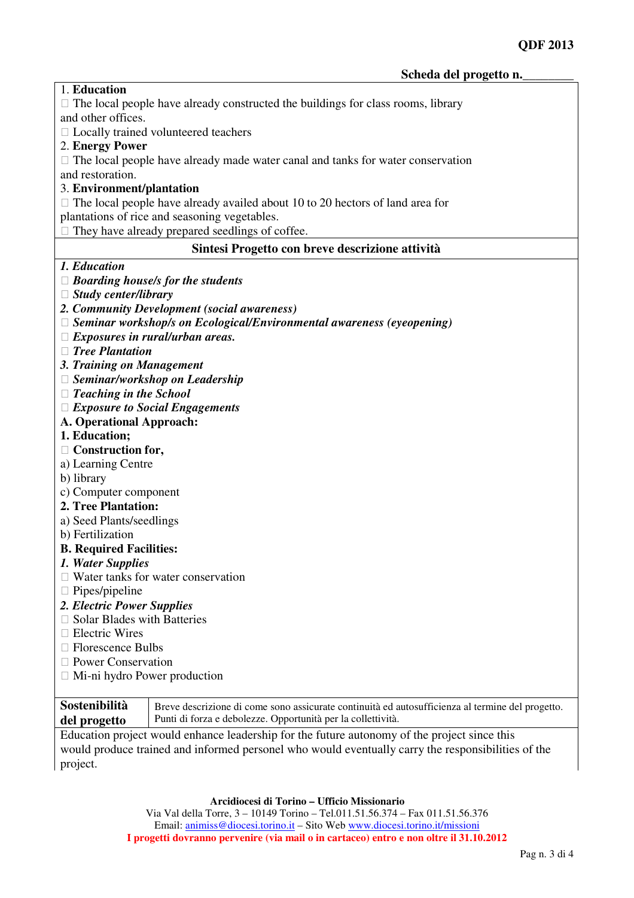**Scheda del progetto n.\_\_\_\_\_\_\_\_**

1. **Education**
- The local people have already constructed the buildings for class rooms, library and other offices.
- Locally trained volunteered teachers

2. **Energy Power**
- The local people have already made water canal and tanks for water conservation and restoration.

3. **Environment/plantation**
- The local people have already availed about 10 to 20 hectors of land area for plantations of rice and seasoning vegetables.
- They have already prepared seedlings of coffee.

## Sintesi Progetto con breve descrizione attività

***1. Education***
- ***Boarding house/s for the students***
- ***Study center/library***

***2. Community Development (social awareness)***
- ***Seminar workshop/s on Ecological/Environmental awareness (eyeopening)***
- ***Exposures in rural/urban areas.***
- ***Tree Plantation***

***3. Training on Management***
- ***Seminar/workshop on Leadership***
- ***Teaching in the School***
- ***Exposure to Social Engagements***

**A. Operational Approach:**

**1. Education;**
- **Construction for,**

a) Learning Centre
b) library
c) Computer component

**2. Tree Plantation:**

a) Seed Plants/seedlings
b) Fertilization

**B. Required Facilities:**

***1. Water Supplies***
- Water tanks for water conservation
- Pipes/pipeline

***2. Electric Power Supplies***
- Solar Blades with Batteries
- Electric Wires
- Florescence Bulbs
- Power Conservation
- Mi-ni hydro Power production

| **Sostenibilità del progetto** | Breve descrizione di come sono assicurate continuità ed autosufficienza al termine del progetto. Punti di forza e debolezze. Opportunità per la collettività. |
|---|---|

Education project would enhance leadership for the future autonomy of the project since this would produce trained and informed personel who would eventually carry the responsibilities of the project.

**Arcidiocesi di Torino – Ufficio Missionario**
Via Val della Torre, 3 – 10149 Torino – Tel.011.51.56.374 – Fax 011.51.56.376
Email: animiss@diocesi.torino.it – Sito Web www.diocesi.torino.it/missioni
**I progetti dovranno pervenire (via mail o in cartaceo) entro e non oltre il 31.10.2012**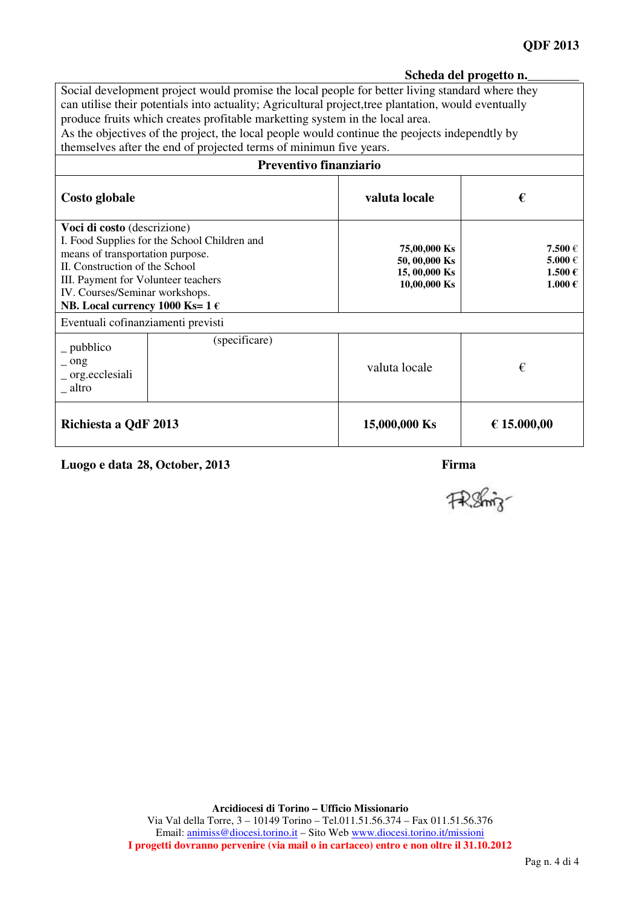**Scheda del progetto n.________**

| | | | |
|---|---|---|---|
| Social development project would promise the local people for better living standard where they can utilise their potentials into actuality; Agricultural project,tree plantation, would eventually produce fruits which creates profitable marketting system in the local area.<br>As the objectives of the project, the local people would continue the peojects independtly by themselves after the end of projected terms of minimun five years. | | | |
| **Preventivo finanziario** | | | |
| **Costo globale** | | **valuta locale** | **€** |
| **Voci di costo** (descrizione)<br>I. Food Supplies for the School Children and means of transportation purpose.<br>II. Construction of the School<br>III. Payment for Volunteer teachers<br>IV. Courses/Seminar workshops.<br>**NB. Local currency 1000 Ks= 1 €** | | **75,00,000 Ks**<br>**50, 00,000 Ks**<br>**15, 00,000 Ks**<br>**10,00,000 Ks** | **7.500 €**<br>**5.000 €**<br>**1.500 €**<br>**1.000 €** |
| Eventuali cofinanziamenti previsti | | | |
| _ pubblico<br>_ ong<br>_ org.ecclesiali<br>_ altro | (specificare) | valuta locale | € |
| **Richiesta a QdF 2013** | | **15,000,000 Ks** | **€ 15.000,00** |

**Luogo e data 28, October, 2013**

**Firma**

Fr.Shing

**Arcidiocesi di Torino – Ufficio Missionario**
Via Val della Torre, 3 – 10149 Torino – Tel.011.51.56.374 – Fax 011.51.56.376
Email: animiss@diocesi.torino.it – Sito Web www.diocesi.torino.it/missioni
**I progetti dovranno pervenire (via mail o in cartaceo) entro e non oltre il 31.10.2012**